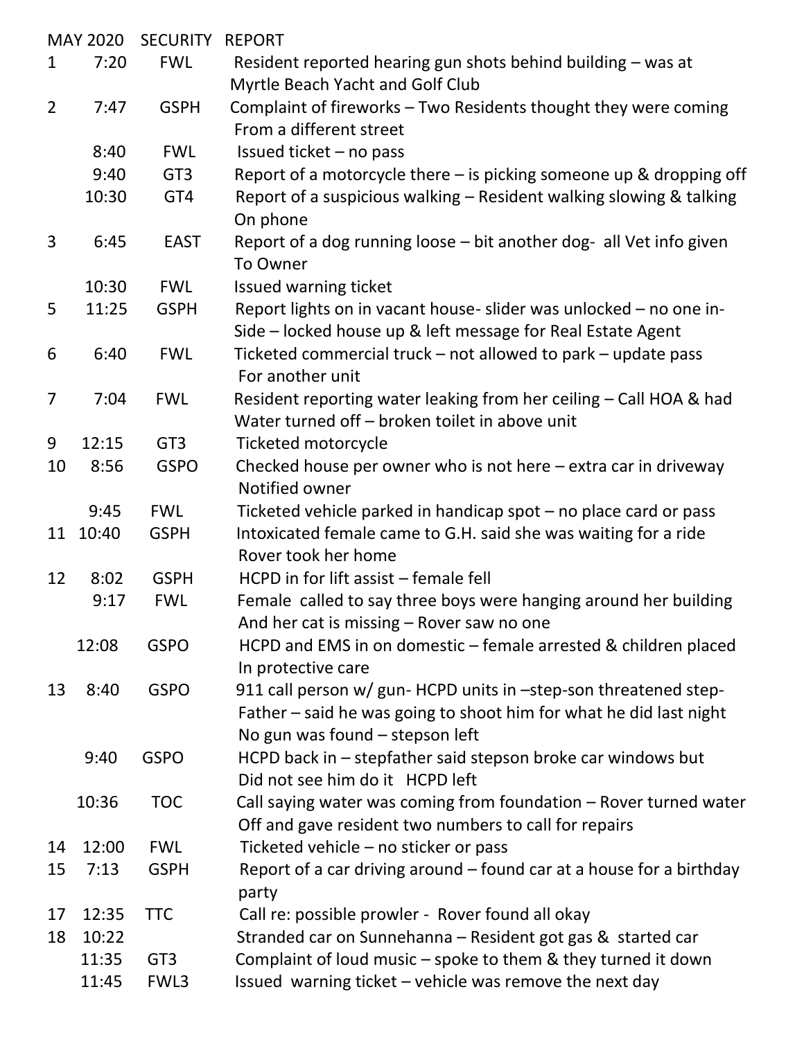| MAY 2020 | SECURITY | REPORT |
|---|---|---|
| 1 7:20 | FWL | Resident reported hearing gun shots behind building – was at Myrtle Beach Yacht and Golf Club |
| 2 7:47 | GSPH | Complaint of fireworks – Two Residents thought they were coming From a different street |
| 8:40 | FWL | Issued ticket – no pass |
| 9:40 | GT3 | Report of a motorcycle there – is picking someone up & dropping off |
| 10:30 | GT4 | Report of a suspicious walking – Resident walking slowing & talking On phone |
| 3 6:45 | EAST | Report of a dog running loose – bit another dog- all Vet info given To Owner |
| 10:30 | FWL | Issued warning ticket |
| 5 11:25 | GSPH | Report lights on in vacant house- slider was unlocked – no one in-Side – locked house up & left message for Real Estate Agent |
| 6 6:40 | FWL | Ticketed commercial truck – not allowed to park – update pass For another unit |
| 7 7:04 | FWL | Resident reporting water leaking from her ceiling – Call HOA & had Water turned off – broken toilet in above unit |
| 9 12:15 | GT3 | Ticketed motorcycle |
| 10 8:56 | GSPO | Checked house per owner who is not here – extra car in driveway Notified owner |
| 9:45 | FWL | Ticketed vehicle parked in handicap spot – no place card or pass |
| 11 10:40 | GSPH | Intoxicated female came to G.H. said she was waiting for a ride Rover took her home |
| 12 8:02 | GSPH | HCPD in for lift assist – female fell |
| 9:17 | FWL | Female called to say three boys were hanging around her building And her cat is missing – Rover saw no one |
| 12:08 | GSPO | HCPD and EMS in on domestic – female arrested & children placed In protective care |
| 13 8:40 | GSPO | 911 call person w/ gun- HCPD units in –step-son threatened step-Father – said he was going to shoot him for what he did last night No gun was found – stepson left |
| 9:40 | GSPO | HCPD back in – stepfather said stepson broke car windows but Did not see him do it HCPD left |
| 10:36 | TOC | Call saying water was coming from foundation – Rover turned water Off and gave resident two numbers to call for repairs |
| 14 12:00 | FWL | Ticketed vehicle – no sticker or pass |
| 15 7:13 | GSPH | Report of a car driving around – found car at a house for a birthday party |
| 17 12:35 | TTC | Call re: possible prowler - Rover found all okay |
| 18 10:22 | | Stranded car on Sunnehanna – Resident got gas & started car |
| 11:35 | GT3 | Complaint of loud music – spoke to them & they turned it down |
| 11:45 | FWL3 | Issued warning ticket – vehicle was remove the next day |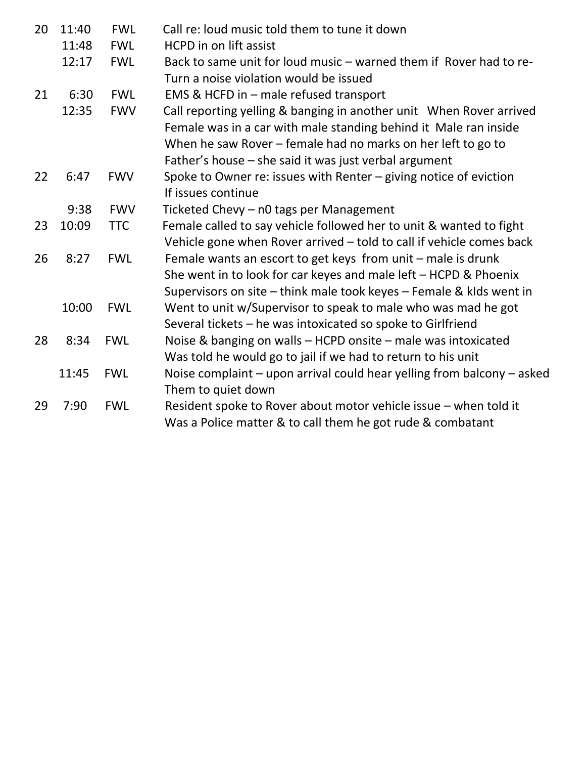| | | | |
|---|---|---|---|
| 20 | 11:40 | FWL | Call re: loud music told them to tune it down |
| | 11:48 | FWL | HCPD in on lift assist |
| | 12:17 | FWL | Back to same unit for loud music – warned them if Rover had to re-Turn a noise violation would be issued |
| 21 | 6:30 | FWL | EMS & HCFD in – male refused transport |
| | 12:35 | FWV | Call reporting yelling & banging in another unit When Rover arrived Female was in a car with male standing behind it Male ran inside When he saw Rover – female had no marks on her left to go to Father's house – she said it was just verbal argument |
| 22 | 6:47 | FWV | Spoke to Owner re: issues with Renter – giving notice of eviction If issues continue |
| | 9:38 | FWV | Ticketed Chevy – n0 tags per Management |
| 23 | 10:09 | TTC | Female called to say vehicle followed her to unit & wanted to fight Vehicle gone when Rover arrived – told to call if vehicle comes back |
| 26 | 8:27 | FWL | Female wants an escort to get keys from unit – male is drunk She went in to look for car keyes and male left – HCPD & Phoenix Supervisors on site – think male took keyes – Female & kIds went in |
| | 10:00 | FWL | Went to unit w/Supervisor to speak to male who was mad he got Several tickets – he was intoxicated so spoke to Girlfriend |
| 28 | 8:34 | FWL | Noise & banging on walls – HCPD onsite – male was intoxicated Was told he would go to jail if we had to return to his unit |
| | 11:45 | FWL | Noise complaint – upon arrival could hear yelling from balcony – asked Them to quiet down |
| 29 | 7:90 | FWL | Resident spoke to Rover about motor vehicle issue – when told it Was a Police matter & to call them he got rude & combatant |